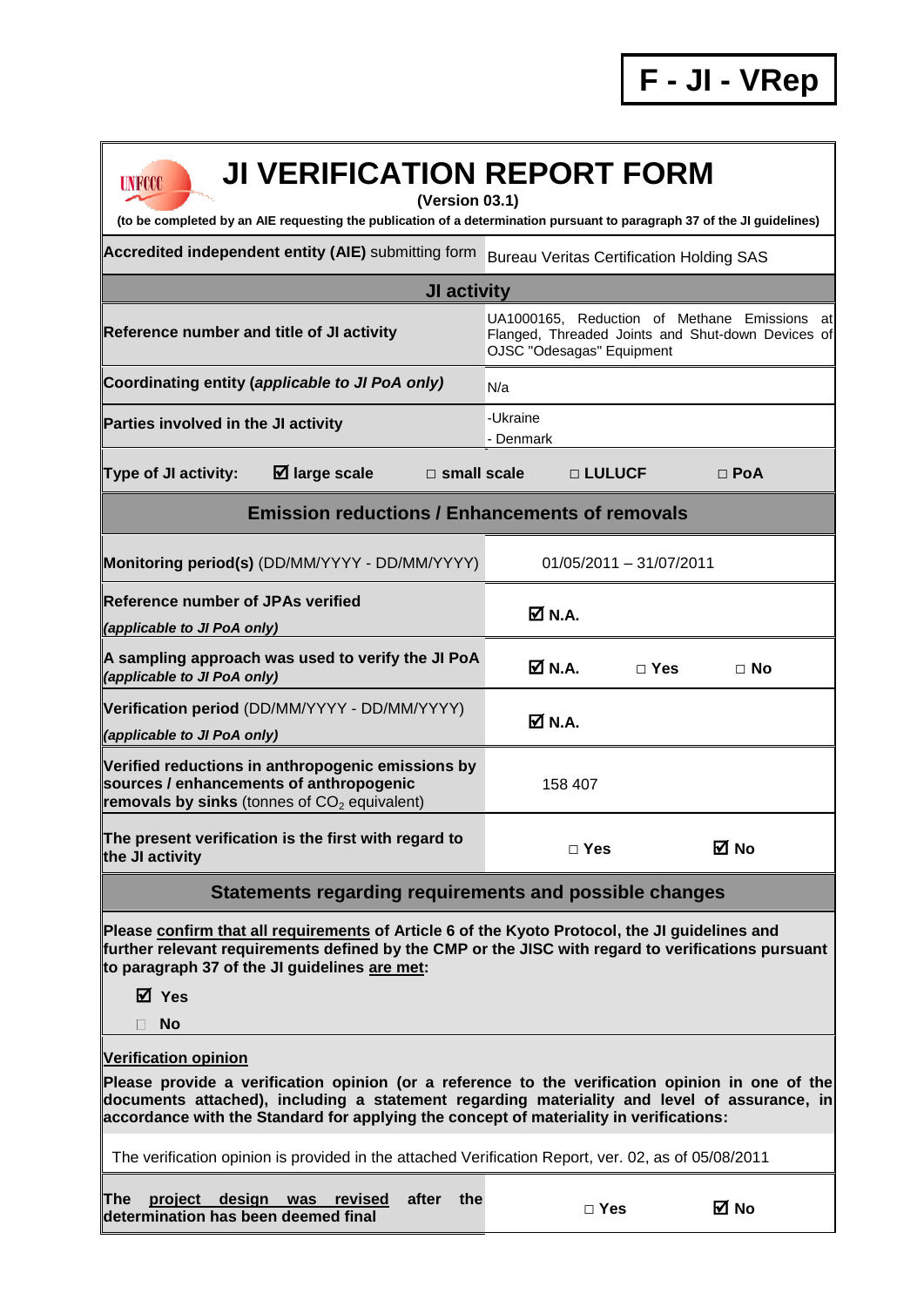**F - JI - VRep**

# JI VERIFICATION REPORT FORM

**(Version 03.1)**

**(to be completed by an AIE requesting the publication of a determination pursuant to paragraph 37 of the JI guidelines)**

| | |
|---|---|
| **Accredited independent entity (AIE)** submitting form | Bureau Veritas Certification Holding SAS |
| **JI activity** | |
| **Reference number and title of JI activity** | UA1000165, Reduction of Methane Emissions at Flanged, Threaded Joints and Shut-down Devices of OJSC "Odesagas" Equipment |
| **Coordinating entity (*applicable to JI PoA only*)** | N/a |
| **Parties involved in the JI activity** | -Ukraine<br>- Denmark |
| **Type of JI activity:** ☑ **large scale** □ **small scale** □ **LULUCF** □ **PoA** | |
| **Emission reductions / Enhancements of removals** | |
| **Monitoring period(s)** (DD/MM/YYYY - DD/MM/YYYY) | 01/05/2011 – 31/07/2011 |
| **Reference number of JPAs verified**<br>***(applicable to JI PoA only)*** | ☑ **N.A.** |
| **A sampling approach was used to verify the JI PoA *(applicable to JI PoA only)*** | ☑ **N.A.** □ **Yes** □ **No** |
| **Verification period** (DD/MM/YYYY - DD/MM/YYYY)<br>***(applicable to JI PoA only)*** | ☑ **N.A.** |
| **Verified reductions in anthropogenic emissions by sources / enhancements of anthropogenic removals by sinks** (tonnes of $CO_2$ equivalent) | 158 407 |
| **The present verification is the first with regard to the JI activity** | □ **Yes** ☑ **No** |

## Statements regarding requirements and possible changes

**Please confirm that all requirements of Article 6 of the Kyoto Protocol, the JI guidelines and further relevant requirements defined by the CMP or the JISC with regard to verifications pursuant to paragraph 37 of the JI guidelines are met:**

☑ **Yes**

□ **No**

**Verification opinion**

**Please provide a verification opinion (or a reference to the verification opinion in one of the documents attached), including a statement regarding materiality and level of assurance, in accordance with the Standard for applying the concept of materiality in verifications:**

The verification opinion is provided in the attached Verification Report, ver. 02, as of 05/08/2011

| | |
|---|---|
| **The project design was revised after the determination has been deemed final** | □ **Yes** ☑ **No** |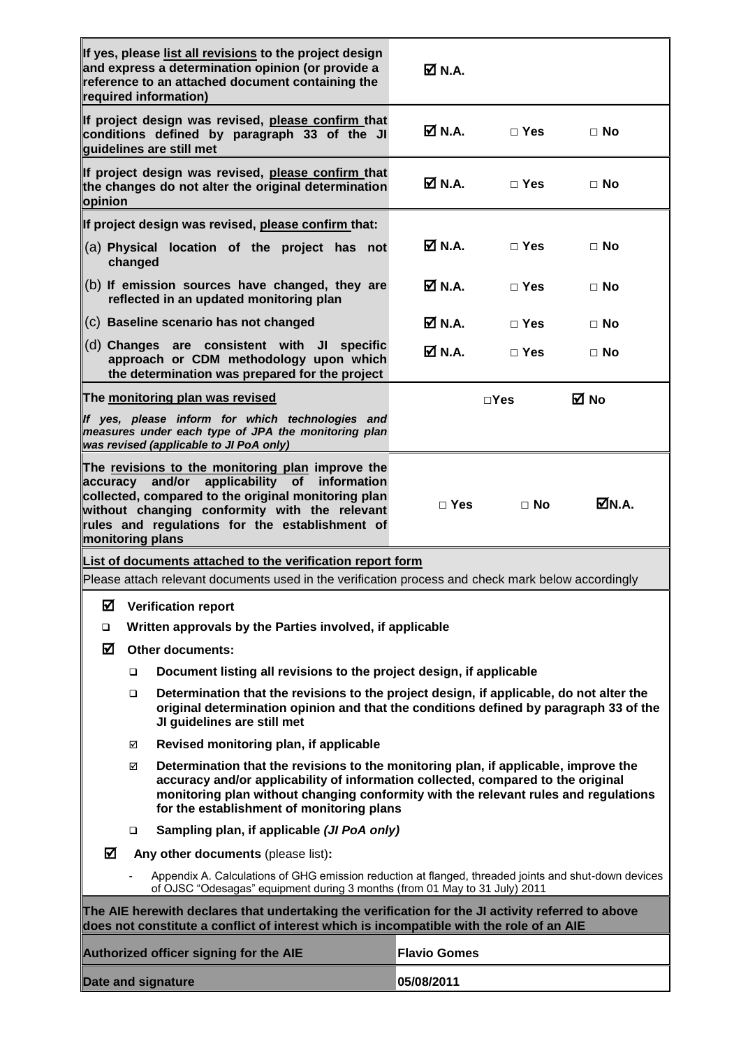| | | | |
|---|---|---|---|
| **If yes, please list all revisions to the project design and express a determination opinion (or provide a reference to an attached document containing the required information)** | ☑ **N.A.** | | |
| **If project design was revised, please confirm that conditions defined by paragraph 33 of the JI guidelines are still met** | ☑ **N.A.** | □ **Yes** | □ **No** |
| **If project design was revised, please confirm that the changes do not alter the original determination opinion** | ☑ **N.A.** | □ **Yes** | □ **No** |
| **If project design was revised, please confirm that:** | | | |
| (a) **Physical location of the project has not changed** | ☑ **N.A.** | □ **Yes** | □ **No** |
| (b) **If emission sources have changed, they are reflected in an updated monitoring plan** | ☑ **N.A.** | □ **Yes** | □ **No** |
| (c) **Baseline scenario has not changed** | ☑ **N.A.** | □ **Yes** | □ **No** |
| (d) **Changes are consistent with JI specific approach or CDM methodology upon which the determination was prepared for the project** | ☑ **N.A.** | □ **Yes** | □ **No** |
| **The monitoring plan was revised**<br>*If yes, please inform for which technologies and measures under each type of JPA the monitoring plan was revised (applicable to JI PoA only)* | | □**Yes** | ☑ **No** |
| **The revisions to the monitoring plan improve the accuracy and/or applicability of information collected, compared to the original monitoring plan without changing conformity with the relevant rules and regulations for the establishment of monitoring plans** | □ **Yes** | □ **No** | ☑**N.A.** |

**List of documents attached to the verification report form**

Please attach relevant documents used in the verification process and check mark below accordingly

- ☑ **Verification report**
- ❑ **Written approvals by the Parties involved, if applicable**
- ☑ **Other documents:**
  - ❑ **Document listing all revisions to the project design, if applicable**
  - ❑ **Determination that the revisions to the project design, if applicable, do not alter the original determination opinion and that the conditions defined by paragraph 33 of the JI guidelines are still met**
  - ☑ **Revised monitoring plan, if applicable**
  - ☑ **Determination that the revisions to the monitoring plan, if applicable, improve the accuracy and/or applicability of information collected, compared to the original monitoring plan without changing conformity with the relevant rules and regulations for the establishment of monitoring plans**
  - ❑ **Sampling plan, if applicable** ***(JI PoA only)***
- ☑ **Any other documents** (please list)**:**
  - Appendix A. Calculations of GHG emission reduction at flanged, threaded joints and shut-down devices of OJSC "Odesagas" equipment during 3 months (from 01 May to 31 July) 2011

**The AIE herewith declares that undertaking the verification for the JI activity referred to above does not constitute a conflict of interest which is incompatible with the role of an AIE**

| | |
|---|---|
| **Authorized officer signing for the AIE** | **Flavio Gomes** |
| **Date and signature** | **05/08/2011** |